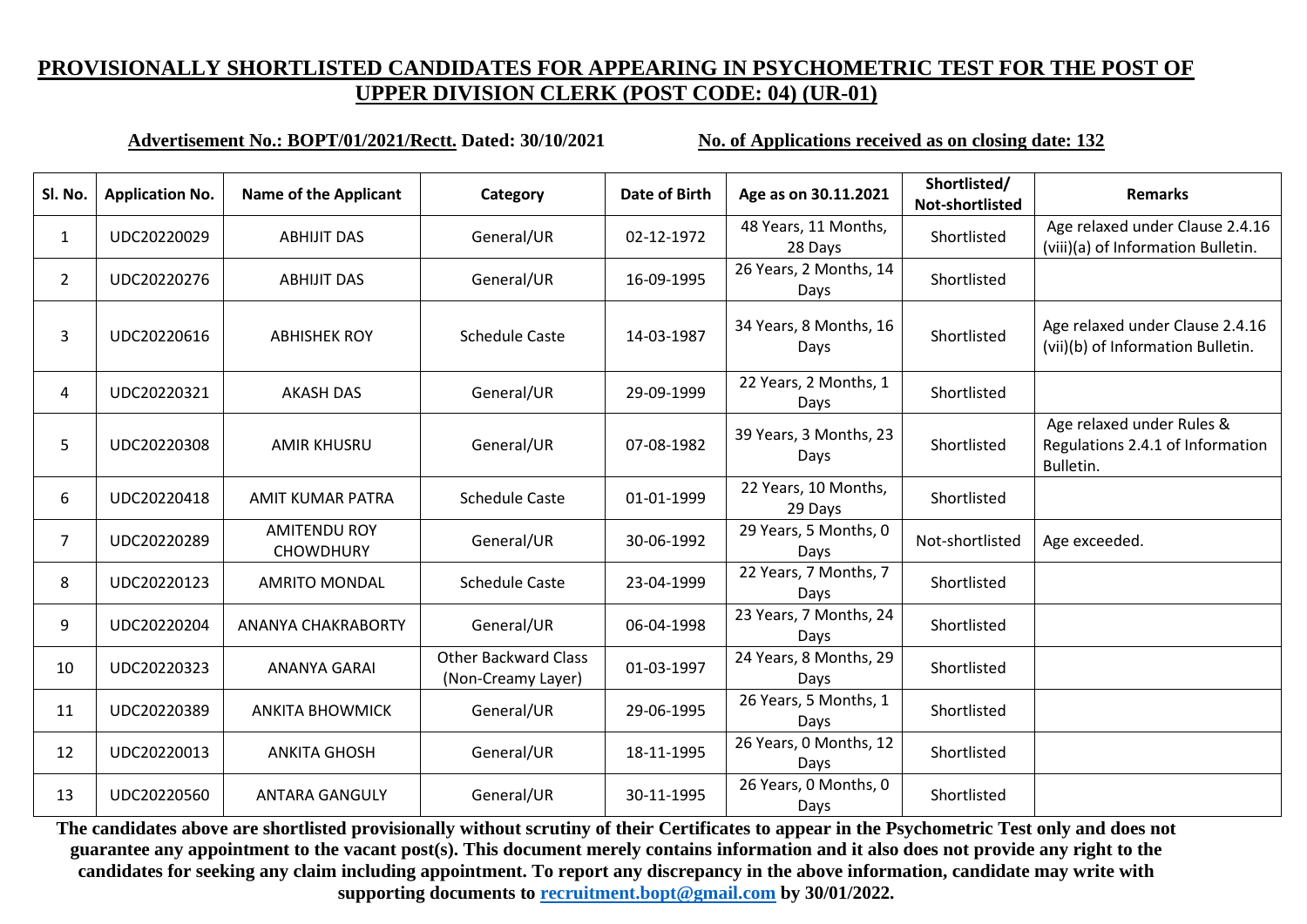## PROVISIONALLY SHORTLISTED CANDIDATES FOR APPEARING IN PSYCHOMETRIC TEST FOR THE POST OF UPPER DIVISION CLERK (POST CODE: 04) (UR-01)

**Advertisement No.: BOPT/01/2021/Rectt. Dated: 30/10/2021** **No. of Applications received as on closing date: 132**

| Sl. No. | Application No. | Name of the Applicant | Category | Date of Birth | Age as on 30.11.2021 | Shortlisted/ Not-shortlisted | Remarks |
|---|---|---|---|---|---|---|---|
| 1 | UDC20220029 | ABHIJIT DAS | General/UR | 02-12-1972 | 48 Years, 11 Months, 28 Days | Shortlisted | Age relaxed under Clause 2.4.16 (viii)(a) of Information Bulletin. |
| 2 | UDC20220276 | ABHIJIT DAS | General/UR | 16-09-1995 | 26 Years, 2 Months, 14 Days | Shortlisted | |
| 3 | UDC20220616 | ABHISHEK ROY | Schedule Caste | 14-03-1987 | 34 Years, 8 Months, 16 Days | Shortlisted | Age relaxed under Clause 2.4.16 (vii)(b) of Information Bulletin. |
| 4 | UDC20220321 | AKASH DAS | General/UR | 29-09-1999 | 22 Years, 2 Months, 1 Days | Shortlisted | |
| 5 | UDC20220308 | AMIR KHUSRU | General/UR | 07-08-1982 | 39 Years, 3 Months, 23 Days | Shortlisted | Age relaxed under Rules & Regulations 2.4.1 of Information Bulletin. |
| 6 | UDC20220418 | AMIT KUMAR PATRA | Schedule Caste | 01-01-1999 | 22 Years, 10 Months, 29 Days | Shortlisted | |
| 7 | UDC20220289 | AMITENDU ROY CHOWDHURY | General/UR | 30-06-1992 | 29 Years, 5 Months, 0 Days | Not-shortlisted | Age exceeded. |
| 8 | UDC20220123 | AMRITO MONDAL | Schedule Caste | 23-04-1999 | 22 Years, 7 Months, 7 Days | Shortlisted | |
| 9 | UDC20220204 | ANANYA CHAKRABORTY | General/UR | 06-04-1998 | 23 Years, 7 Months, 24 Days | Shortlisted | |
| 10 | UDC20220323 | ANANYA GARAI | Other Backward Class (Non-Creamy Layer) | 01-03-1997 | 24 Years, 8 Months, 29 Days | Shortlisted | |
| 11 | UDC20220389 | ANKITA BHOWMICK | General/UR | 29-06-1995 | 26 Years, 5 Months, 1 Days | Shortlisted | |
| 12 | UDC20220013 | ANKITA GHOSH | General/UR | 18-11-1995 | 26 Years, 0 Months, 12 Days | Shortlisted | |
| 13 | UDC20220560 | ANTARA GANGULY | General/UR | 30-11-1995 | 26 Years, 0 Months, 0 Days | Shortlisted | |

**The candidates above are shortlisted provisionally without scrutiny of their Certificates to appear in the Psychometric Test only and does not guarantee any appointment to the vacant post(s). This document merely contains information and it also does not provide any right to the candidates for seeking any claim including appointment. To report any discrepancy in the above information, candidate may write with supporting documents to recruitment.bopt@gmail.com by 30/01/2022.**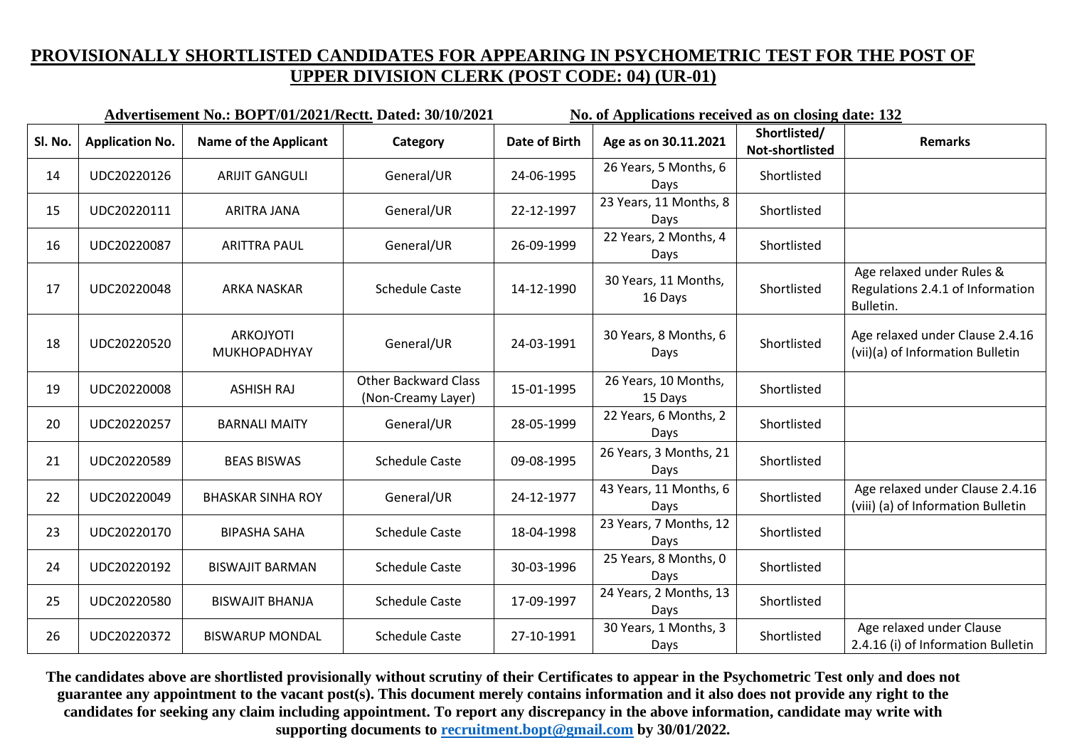# PROVISIONALLY SHORTLISTED CANDIDATES FOR APPEARING IN PSYCHOMETRIC TEST FOR THE POST OF UPPER DIVISION CLERK (POST CODE: 04) (UR-01)

**Advertisement No.: BOPT/01/2021/Rectt. Dated: 30/10/2021** **No. of Applications received as on closing date: 132**

| Sl. No. | Application No. | Name of the Applicant | Category | Date of Birth | Age as on 30.11.2021 | Shortlisted/ Not-shortlisted | Remarks |
|---|---|---|---|---|---|---|---|
| 14 | UDC20220126 | ARIJIT GANGULI | General/UR | 24-06-1995 | 26 Years, 5 Months, 6 Days | Shortlisted | |
| 15 | UDC20220111 | ARITRA JANA | General/UR | 22-12-1997 | 23 Years, 11 Months, 8 Days | Shortlisted | |
| 16 | UDC20220087 | ARITTRA PAUL | General/UR | 26-09-1999 | 22 Years, 2 Months, 4 Days | Shortlisted | |
| 17 | UDC20220048 | ARKA NASKAR | Schedule Caste | 14-12-1990 | 30 Years, 11 Months, 16 Days | Shortlisted | Age relaxed under Rules & Regulations 2.4.1 of Information Bulletin. |
| 18 | UDC20220520 | ARKOJYOTI MUKHOPADHYAY | General/UR | 24-03-1991 | 30 Years, 8 Months, 6 Days | Shortlisted | Age relaxed under Clause 2.4.16 (vii)(a) of Information Bulletin |
| 19 | UDC20220008 | ASHISH RAJ | Other Backward Class (Non-Creamy Layer) | 15-01-1995 | 26 Years, 10 Months, 15 Days | Shortlisted | |
| 20 | UDC20220257 | BARNALI MAITY | General/UR | 28-05-1999 | 22 Years, 6 Months, 2 Days | Shortlisted | |
| 21 | UDC20220589 | BEAS BISWAS | Schedule Caste | 09-08-1995 | 26 Years, 3 Months, 21 Days | Shortlisted | |
| 22 | UDC20220049 | BHASKAR SINHA ROY | General/UR | 24-12-1977 | 43 Years, 11 Months, 6 Days | Shortlisted | Age relaxed under Clause 2.4.16 (viii) (a) of Information Bulletin |
| 23 | UDC20220170 | BIPASHA SAHA | Schedule Caste | 18-04-1998 | 23 Years, 7 Months, 12 Days | Shortlisted | |
| 24 | UDC20220192 | BISWAJIT BARMAN | Schedule Caste | 30-03-1996 | 25 Years, 8 Months, 0 Days | Shortlisted | |
| 25 | UDC20220580 | BISWAJIT BHANJA | Schedule Caste | 17-09-1997 | 24 Years, 2 Months, 13 Days | Shortlisted | |
| 26 | UDC20220372 | BISWARUP MONDAL | Schedule Caste | 27-10-1991 | 30 Years, 1 Months, 3 Days | Shortlisted | Age relaxed under Clause 2.4.16 (i) of Information Bulletin |

**The candidates above are shortlisted provisionally without scrutiny of their Certificates to appear in the Psychometric Test only and does not guarantee any appointment to the vacant post(s). This document merely contains information and it also does not provide any right to the candidates for seeking any claim including appointment. To report any discrepancy in the above information, candidate may write with supporting documents to recruitment.bopt@gmail.com by 30/01/2022.**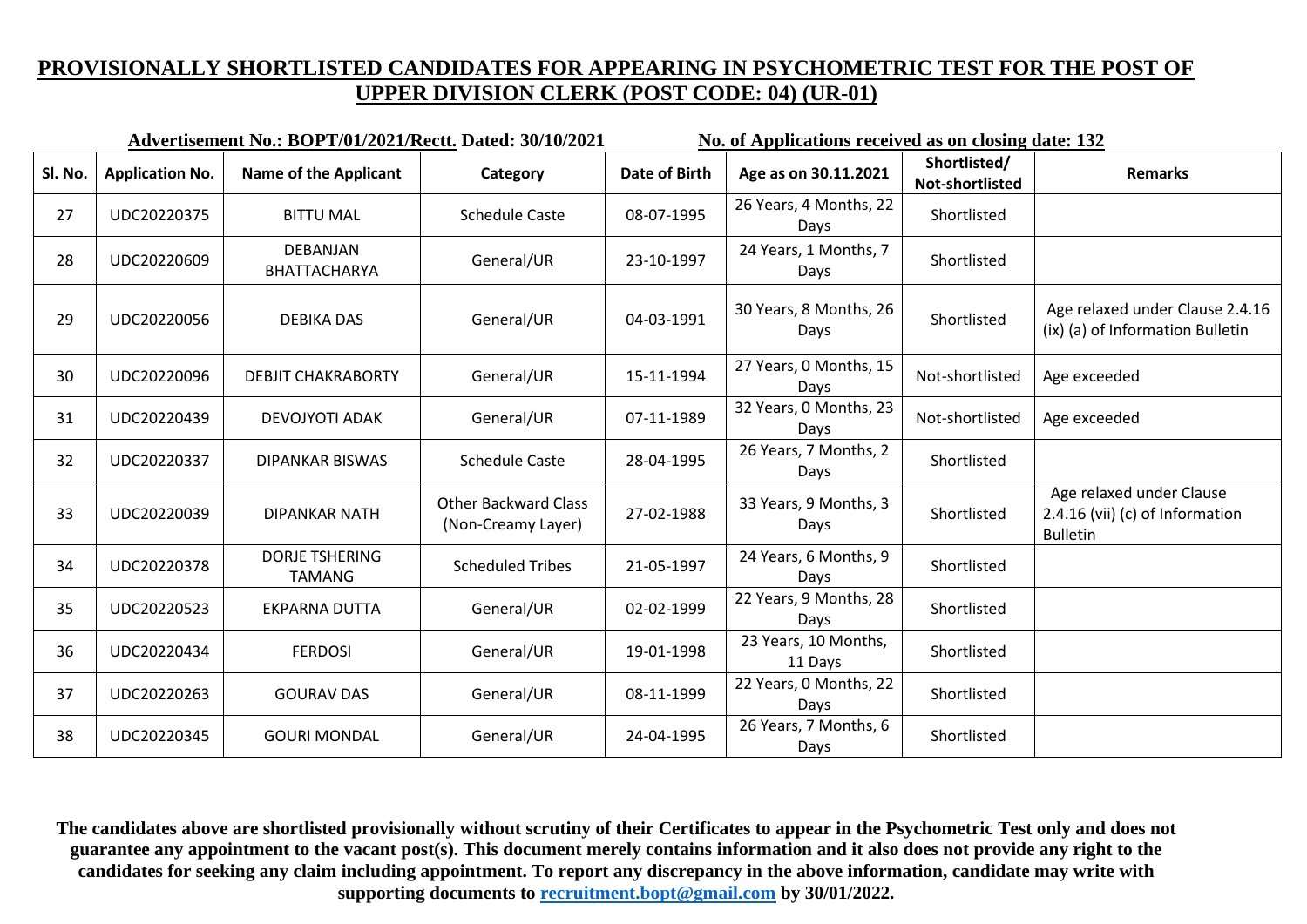## PROVISIONALLY SHORTLISTED CANDIDATES FOR APPEARING IN PSYCHOMETRIC TEST FOR THE POST OF UPPER DIVISION CLERK (POST CODE: 04) (UR-01)

**Advertisement No.: BOPT/01/2021/Rectt. Dated: 30/10/2021** | **No. of Applications received as on closing date: 132**

| Sl. No. | Application No. | Name of the Applicant | Category | Date of Birth | Age as on 30.11.2021 | Shortlisted/ Not-shortlisted | Remarks |
|---|---|---|---|---|---|---|---|
| 27 | UDC20220375 | BITTU MAL | Schedule Caste | 08-07-1995 | 26 Years, 4 Months, 22 Days | Shortlisted | |
| 28 | UDC20220609 | DEBANJAN BHATTACHARYA | General/UR | 23-10-1997 | 24 Years, 1 Months, 7 Days | Shortlisted | |
| 29 | UDC20220056 | DEBIKA DAS | General/UR | 04-03-1991 | 30 Years, 8 Months, 26 Days | Shortlisted | Age relaxed under Clause 2.4.16 (ix) (a) of Information Bulletin |
| 30 | UDC20220096 | DEBJIT CHAKRABORTY | General/UR | 15-11-1994 | 27 Years, 0 Months, 15 Days | Not-shortlisted | Age exceeded |
| 31 | UDC20220439 | DEVOJYOTI ADAK | General/UR | 07-11-1989 | 32 Years, 0 Months, 23 Days | Not-shortlisted | Age exceeded |
| 32 | UDC20220337 | DIPANKAR BISWAS | Schedule Caste | 28-04-1995 | 26 Years, 7 Months, 2 Days | Shortlisted | |
| 33 | UDC20220039 | DIPANKAR NATH | Other Backward Class (Non-Creamy Layer) | 27-02-1988 | 33 Years, 9 Months, 3 Days | Shortlisted | Age relaxed under Clause 2.4.16 (vii) (c) of Information Bulletin |
| 34 | UDC20220378 | DORJE TSHERING TAMANG | Scheduled Tribes | 21-05-1997 | 24 Years, 6 Months, 9 Days | Shortlisted | |
| 35 | UDC20220523 | EKPARNA DUTTA | General/UR | 02-02-1999 | 22 Years, 9 Months, 28 Days | Shortlisted | |
| 36 | UDC20220434 | FERDOSI | General/UR | 19-01-1998 | 23 Years, 10 Months, 11 Days | Shortlisted | |
| 37 | UDC20220263 | GOURAV DAS | General/UR | 08-11-1999 | 22 Years, 0 Months, 22 Days | Shortlisted | |
| 38 | UDC20220345 | GOURI MONDAL | General/UR | 24-04-1995 | 26 Years, 7 Months, 6 Days | Shortlisted | |

**The candidates above are shortlisted provisionally without scrutiny of their Certificates to appear in the Psychometric Test only and does not guarantee any appointment to the vacant post(s). This document merely contains information and it also does not provide any right to the candidates for seeking any claim including appointment. To report any discrepancy in the above information, candidate may write with supporting documents to recruitment.bopt@gmail.com by 30/01/2022.**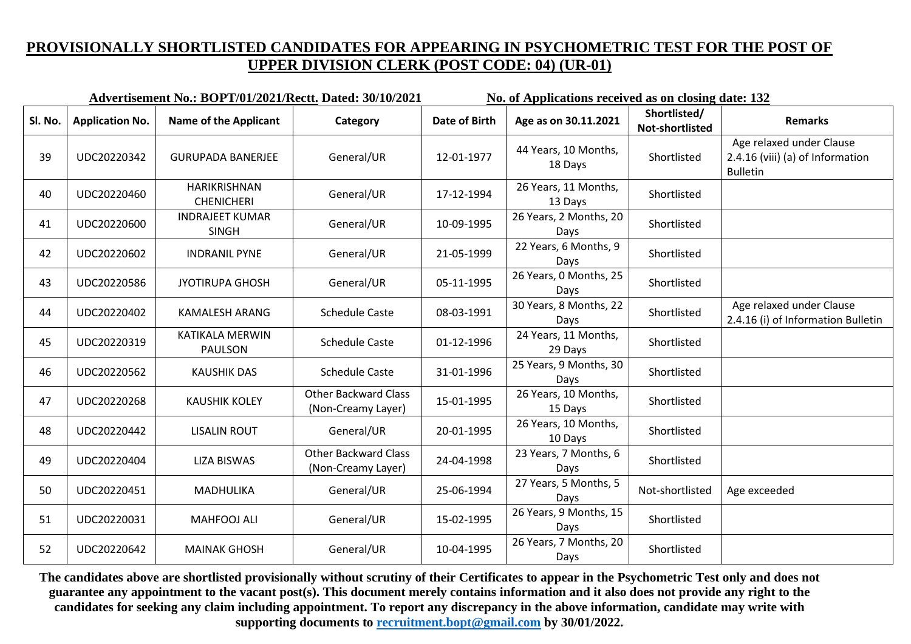# PROVISIONALLY SHORTLISTED CANDIDATES FOR APPEARING IN PSYCHOMETRIC TEST FOR THE POST OF UPPER DIVISION CLERK (POST CODE: 04) (UR-01)

**Advertisement No.: BOPT/01/2021/Rectt. Dated: 30/10/2021** **No. of Applications received as on closing date: 132**

| Sl. No. | Application No. | Name of the Applicant | Category | Date of Birth | Age as on 30.11.2021 | Shortlisted/ Not-shortlisted | Remarks |
|---|---|---|---|---|---|---|---|
| 39 | UDC20220342 | GURUPADA BANERJEE | General/UR | 12-01-1977 | 44 Years, 10 Months, 18 Days | Shortlisted | Age relaxed under Clause 2.4.16 (viii) (a) of Information Bulletin |
| 40 | UDC20220460 | HARIKRISHNAN CHENICHERI | General/UR | 17-12-1994 | 26 Years, 11 Months, 13 Days | Shortlisted | |
| 41 | UDC20220600 | INDRAJEET KUMAR SINGH | General/UR | 10-09-1995 | 26 Years, 2 Months, 20 Days | Shortlisted | |
| 42 | UDC20220602 | INDRANIL PYNE | General/UR | 21-05-1999 | 22 Years, 6 Months, 9 Days | Shortlisted | |
| 43 | UDC20220586 | JYOTIRUPA GHOSH | General/UR | 05-11-1995 | 26 Years, 0 Months, 25 Days | Shortlisted | |
| 44 | UDC20220402 | KAMALESH ARANG | Schedule Caste | 08-03-1991 | 30 Years, 8 Months, 22 Days | Shortlisted | Age relaxed under Clause 2.4.16 (i) of Information Bulletin |
| 45 | UDC20220319 | KATIKALA MERWIN PAULSON | Schedule Caste | 01-12-1996 | 24 Years, 11 Months, 29 Days | Shortlisted | |
| 46 | UDC20220562 | KAUSHIK DAS | Schedule Caste | 31-01-1996 | 25 Years, 9 Months, 30 Days | Shortlisted | |
| 47 | UDC20220268 | KAUSHIK KOLEY | Other Backward Class (Non-Creamy Layer) | 15-01-1995 | 26 Years, 10 Months, 15 Days | Shortlisted | |
| 48 | UDC20220442 | LISALIN ROUT | General/UR | 20-01-1995 | 26 Years, 10 Months, 10 Days | Shortlisted | |
| 49 | UDC20220404 | LIZA BISWAS | Other Backward Class (Non-Creamy Layer) | 24-04-1998 | 23 Years, 7 Months, 6 Days | Shortlisted | |
| 50 | UDC20220451 | MADHULIKA | General/UR | 25-06-1994 | 27 Years, 5 Months, 5 Days | Not-shortlisted | Age exceeded |
| 51 | UDC20220031 | MAHFOOJ ALI | General/UR | 15-02-1995 | 26 Years, 9 Months, 15 Days | Shortlisted | |
| 52 | UDC20220642 | MAINAK GHOSH | General/UR | 10-04-1995 | 26 Years, 7 Months, 20 Days | Shortlisted | |

**The candidates above are shortlisted provisionally without scrutiny of their Certificates to appear in the Psychometric Test only and does not guarantee any appointment to the vacant post(s). This document merely contains information and it also does not provide any right to the candidates for seeking any claim including appointment. To report any discrepancy in the above information, candidate may write with supporting documents to recruitment.bopt@gmail.com by 30/01/2022.**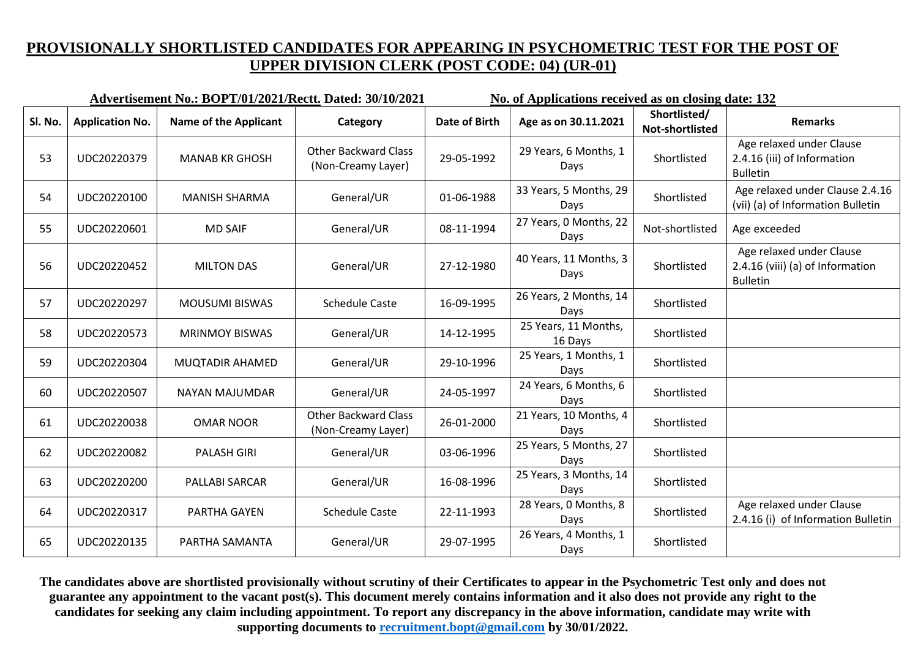# PROVISIONALLY SHORTLISTED CANDIDATES FOR APPEARING IN PSYCHOMETRIC TEST FOR THE POST OF UPPER DIVISION CLERK (POST CODE: 04) (UR-01)

**Advertisement No.: BOPT/01/2021/Rectt. Dated: 30/10/2021** **No. of Applications received as on closing date: 132**

| Sl. No. | Application No. | Name of the Applicant | Category | Date of Birth | Age as on 30.11.2021 | Shortlisted/ Not-shortlisted | Remarks |
|---|---|---|---|---|---|---|---|
| 53 | UDC20220379 | MANAB KR GHOSH | Other Backward Class (Non-Creamy Layer) | 29-05-1992 | 29 Years, 6 Months, 1 Days | Shortlisted | Age relaxed under Clause 2.4.16 (iii) of Information Bulletin |
| 54 | UDC20220100 | MANISH SHARMA | General/UR | 01-06-1988 | 33 Years, 5 Months, 29 Days | Shortlisted | Age relaxed under Clause 2.4.16 (vii) (a) of Information Bulletin |
| 55 | UDC20220601 | MD SAIF | General/UR | 08-11-1994 | 27 Years, 0 Months, 22 Days | Not-shortlisted | Age exceeded |
| 56 | UDC20220452 | MILTON DAS | General/UR | 27-12-1980 | 40 Years, 11 Months, 3 Days | Shortlisted | Age relaxed under Clause 2.4.16 (viii) (a) of Information Bulletin |
| 57 | UDC20220297 | MOUSUMI BISWAS | Schedule Caste | 16-09-1995 | 26 Years, 2 Months, 14 Days | Shortlisted | |
| 58 | UDC20220573 | MRINMOY BISWAS | General/UR | 14-12-1995 | 25 Years, 11 Months, 16 Days | Shortlisted | |
| 59 | UDC20220304 | MUQTADIR AHAMED | General/UR | 29-10-1996 | 25 Years, 1 Months, 1 Days | Shortlisted | |
| 60 | UDC20220507 | NAYAN MAJUMDAR | General/UR | 24-05-1997 | 24 Years, 6 Months, 6 Days | Shortlisted | |
| 61 | UDC20220038 | OMAR NOOR | Other Backward Class (Non-Creamy Layer) | 26-01-2000 | 21 Years, 10 Months, 4 Days | Shortlisted | |
| 62 | UDC20220082 | PALASH GIRI | General/UR | 03-06-1996 | 25 Years, 5 Months, 27 Days | Shortlisted | |
| 63 | UDC20220200 | PALLABI SARCAR | General/UR | 16-08-1996 | 25 Years, 3 Months, 14 Days | Shortlisted | |
| 64 | UDC20220317 | PARTHA GAYEN | Schedule Caste | 22-11-1993 | 28 Years, 0 Months, 8 Days | Shortlisted | Age relaxed under Clause 2.4.16 (i) of Information Bulletin |
| 65 | UDC20220135 | PARTHA SAMANTA | General/UR | 29-07-1995 | 26 Years, 4 Months, 1 Days | Shortlisted | |

**The candidates above are shortlisted provisionally without scrutiny of their Certificates to appear in the Psychometric Test only and does not guarantee any appointment to the vacant post(s). This document merely contains information and it also does not provide any right to the candidates for seeking any claim including appointment. To report any discrepancy in the above information, candidate may write with supporting documents to recruitment.bopt@gmail.com by 30/01/2022.**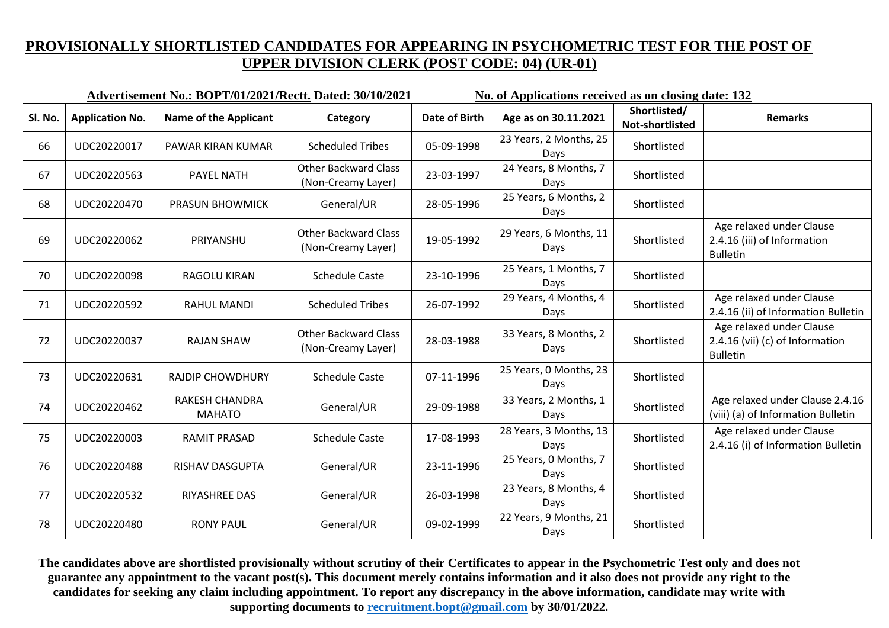## PROVISIONALLY SHORTLISTED CANDIDATES FOR APPEARING IN PSYCHOMETRIC TEST FOR THE POST OF UPPER DIVISION CLERK (POST CODE: 04) (UR-01)

**Advertisement No.: BOPT/01/2021/Rectt. Dated: 30/10/2021** &nbsp;&nbsp;&nbsp;&nbsp; **No. of Applications received as on closing date: 132**

| Sl. No. | Application No. | Name of the Applicant | Category | Date of Birth | Age as on 30.11.2021 | Shortlisted/ Not-shortlisted | Remarks |
|---|---|---|---|---|---|---|---|
| 66 | UDC20220017 | PAWAR KIRAN KUMAR | Scheduled Tribes | 05-09-1998 | 23 Years, 2 Months, 25 Days | Shortlisted | |
| 67 | UDC20220563 | PAYEL NATH | Other Backward Class (Non-Creamy Layer) | 23-03-1997 | 24 Years, 8 Months, 7 Days | Shortlisted | |
| 68 | UDC20220470 | PRASUN BHOWMICK | General/UR | 28-05-1996 | 25 Years, 6 Months, 2 Days | Shortlisted | |
| 69 | UDC20220062 | PRIYANSHU | Other Backward Class (Non-Creamy Layer) | 19-05-1992 | 29 Years, 6 Months, 11 Days | Shortlisted | Age relaxed under Clause 2.4.16 (iii) of Information Bulletin |
| 70 | UDC20220098 | RAGOLU KIRAN | Schedule Caste | 23-10-1996 | 25 Years, 1 Months, 7 Days | Shortlisted | |
| 71 | UDC20220592 | RAHUL MANDI | Scheduled Tribes | 26-07-1992 | 29 Years, 4 Months, 4 Days | Shortlisted | Age relaxed under Clause 2.4.16 (ii) of Information Bulletin |
| 72 | UDC20220037 | RAJAN SHAW | Other Backward Class (Non-Creamy Layer) | 28-03-1988 | 33 Years, 8 Months, 2 Days | Shortlisted | Age relaxed under Clause 2.4.16 (vii) (c) of Information Bulletin |
| 73 | UDC20220631 | RAJDIP CHOWDHURY | Schedule Caste | 07-11-1996 | 25 Years, 0 Months, 23 Days | Shortlisted | |
| 74 | UDC20220462 | RAKESH CHANDRA MAHATO | General/UR | 29-09-1988 | 33 Years, 2 Months, 1 Days | Shortlisted | Age relaxed under Clause 2.4.16 (viii) (a) of Information Bulletin |
| 75 | UDC20220003 | RAMIT PRASAD | Schedule Caste | 17-08-1993 | 28 Years, 3 Months, 13 Days | Shortlisted | Age relaxed under Clause 2.4.16 (i) of Information Bulletin |
| 76 | UDC20220488 | RISHAV DASGUPTA | General/UR | 23-11-1996 | 25 Years, 0 Months, 7 Days | Shortlisted | |
| 77 | UDC20220532 | RIYASHREE DAS | General/UR | 26-03-1998 | 23 Years, 8 Months, 4 Days | Shortlisted | |
| 78 | UDC20220480 | RONY PAUL | General/UR | 09-02-1999 | 22 Years, 9 Months, 21 Days | Shortlisted | |

**The candidates above are shortlisted provisionally without scrutiny of their Certificates to appear in the Psychometric Test only and does not guarantee any appointment to the vacant post(s). This document merely contains information and it also does not provide any right to the candidates for seeking any claim including appointment. To report any discrepancy in the above information, candidate may write with supporting documents to recruitment.bopt@gmail.com by 30/01/2022.**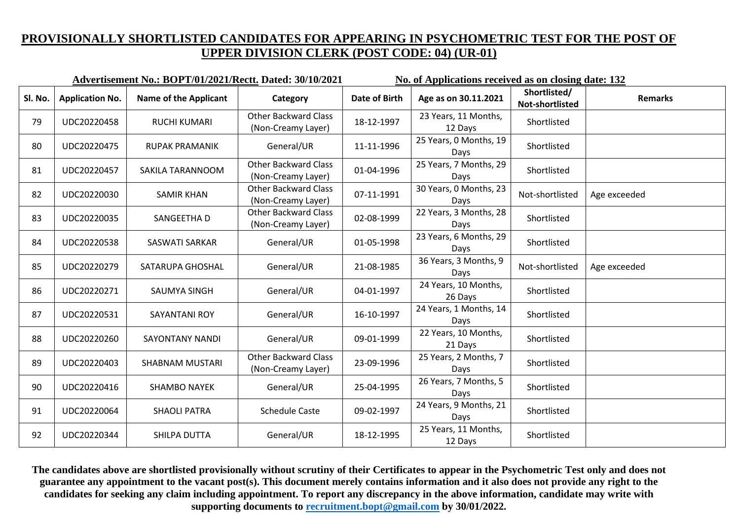## PROVISIONALLY SHORTLISTED CANDIDATES FOR APPEARING IN PSYCHOMETRIC TEST FOR THE POST OF UPPER DIVISION CLERK (POST CODE: 04) (UR-01)

**Advertisement No.: BOPT/01/2021/Rectt. Dated: 30/10/2021** **No. of Applications received as on closing date: 132**

| Sl. No. | Application No. | Name of the Applicant | Category | Date of Birth | Age as on 30.11.2021 | Shortlisted/ Not-shortlisted | Remarks |
|---|---|---|---|---|---|---|---|
| 79 | UDC20220458 | RUCHI KUMARI | Other Backward Class (Non-Creamy Layer) | 18-12-1997 | 23 Years, 11 Months, 12 Days | Shortlisted | |
| 80 | UDC20220475 | RUPAK PRAMANIK | General/UR | 11-11-1996 | 25 Years, 0 Months, 19 Days | Shortlisted | |
| 81 | UDC20220457 | SAKILA TARANNOOM | Other Backward Class (Non-Creamy Layer) | 01-04-1996 | 25 Years, 7 Months, 29 Days | Shortlisted | |
| 82 | UDC20220030 | SAMIR KHAN | Other Backward Class (Non-Creamy Layer) | 07-11-1991 | 30 Years, 0 Months, 23 Days | Not-shortlisted | Age exceeded |
| 83 | UDC20220035 | SANGEETHA D | Other Backward Class (Non-Creamy Layer) | 02-08-1999 | 22 Years, 3 Months, 28 Days | Shortlisted | |
| 84 | UDC20220538 | SASWATI SARKAR | General/UR | 01-05-1998 | 23 Years, 6 Months, 29 Days | Shortlisted | |
| 85 | UDC20220279 | SATARUPA GHOSHAL | General/UR | 21-08-1985 | 36 Years, 3 Months, 9 Days | Not-shortlisted | Age exceeded |
| 86 | UDC20220271 | SAUMYA SINGH | General/UR | 04-01-1997 | 24 Years, 10 Months, 26 Days | Shortlisted | |
| 87 | UDC20220531 | SAYANTANI ROY | General/UR | 16-10-1997 | 24 Years, 1 Months, 14 Days | Shortlisted | |
| 88 | UDC20220260 | SAYONTANY NANDI | General/UR | 09-01-1999 | 22 Years, 10 Months, 21 Days | Shortlisted | |
| 89 | UDC20220403 | SHABNAM MUSTARI | Other Backward Class (Non-Creamy Layer) | 23-09-1996 | 25 Years, 2 Months, 7 Days | Shortlisted | |
| 90 | UDC20220416 | SHAMBO NAYEK | General/UR | 25-04-1995 | 26 Years, 7 Months, 5 Days | Shortlisted | |
| 91 | UDC20220064 | SHAOLI PATRA | Schedule Caste | 09-02-1997 | 24 Years, 9 Months, 21 Days | Shortlisted | |
| 92 | UDC20220344 | SHILPA DUTTA | General/UR | 18-12-1995 | 25 Years, 11 Months, 12 Days | Shortlisted | |

**The candidates above are shortlisted provisionally without scrutiny of their Certificates to appear in the Psychometric Test only and does not guarantee any appointment to the vacant post(s). This document merely contains information and it also does not provide any right to the candidates for seeking any claim including appointment. To report any discrepancy in the above information, candidate may write with supporting documents to recruitment.bopt@gmail.com by 30/01/2022.**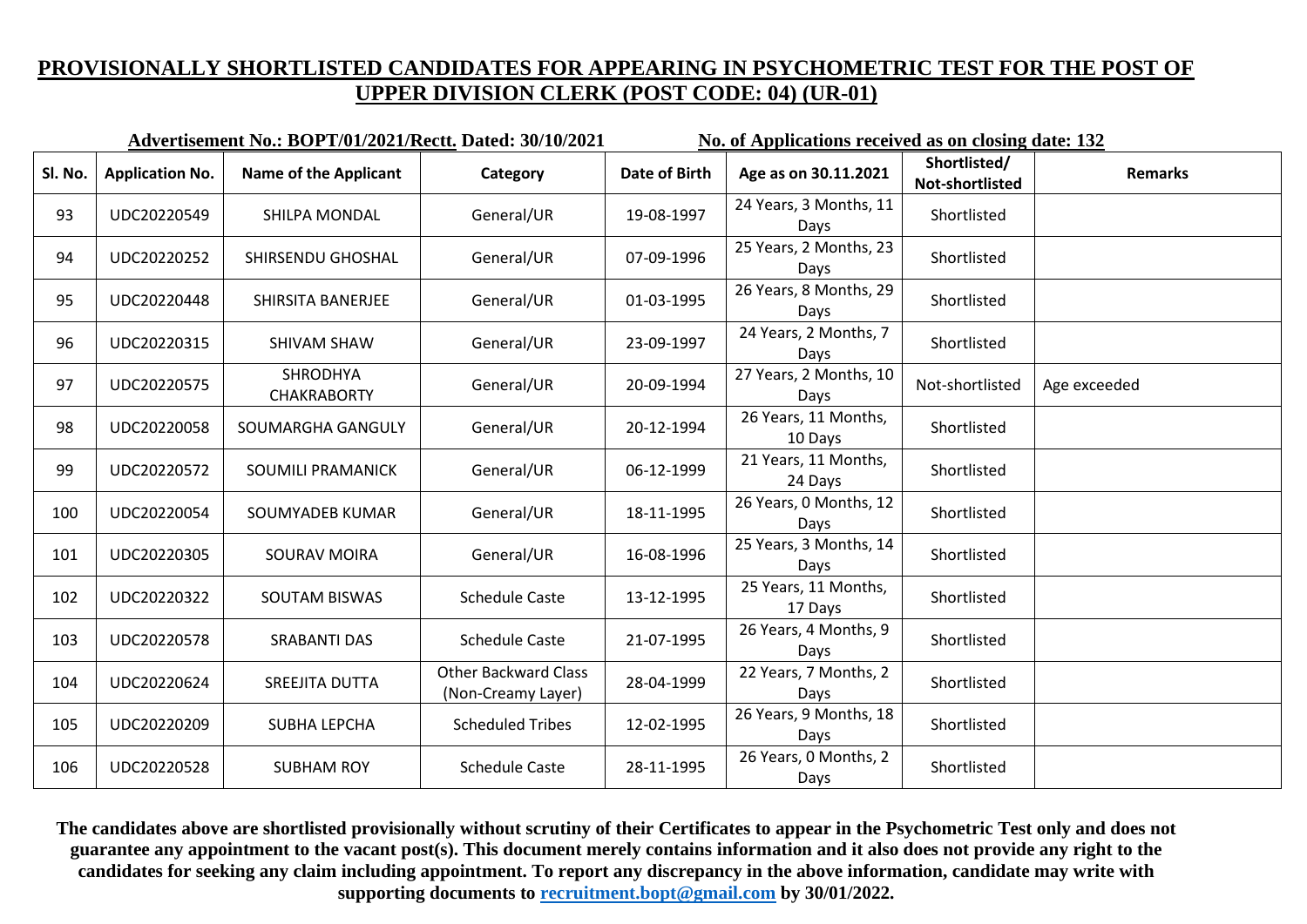# PROVISIONALLY SHORTLISTED CANDIDATES FOR APPEARING IN PSYCHOMETRIC TEST FOR THE POST OF UPPER DIVISION CLERK (POST CODE: 04) (UR-01)

**Advertisement No.: BOPT/01/2021/Rectt. Dated: 30/10/2021** **No. of Applications received as on closing date: 132**

| Sl. No. | Application No. | Name of the Applicant | Category | Date of Birth | Age as on 30.11.2021 | Shortlisted/ Not-shortlisted | Remarks |
|---|---|---|---|---|---|---|---|
| 93 | UDC20220549 | SHILPA MONDAL | General/UR | 19-08-1997 | 24 Years, 3 Months, 11 Days | Shortlisted | |
| 94 | UDC20220252 | SHIRSENDU GHOSHAL | General/UR | 07-09-1996 | 25 Years, 2 Months, 23 Days | Shortlisted | |
| 95 | UDC20220448 | SHIRSITA BANERJEE | General/UR | 01-03-1995 | 26 Years, 8 Months, 29 Days | Shortlisted | |
| 96 | UDC20220315 | SHIVAM SHAW | General/UR | 23-09-1997 | 24 Years, 2 Months, 7 Days | Shortlisted | |
| 97 | UDC20220575 | SHRODHYA CHAKRABORTY | General/UR | 20-09-1994 | 27 Years, 2 Months, 10 Days | Not-shortlisted | Age exceeded |
| 98 | UDC20220058 | SOUMARGHA GANGULY | General/UR | 20-12-1994 | 26 Years, 11 Months, 10 Days | Shortlisted | |
| 99 | UDC20220572 | SOUMILI PRAMANICK | General/UR | 06-12-1999 | 21 Years, 11 Months, 24 Days | Shortlisted | |
| 100 | UDC20220054 | SOUMYADEB KUMAR | General/UR | 18-11-1995 | 26 Years, 0 Months, 12 Days | Shortlisted | |
| 101 | UDC20220305 | SOURAV MOIRA | General/UR | 16-08-1996 | 25 Years, 3 Months, 14 Days | Shortlisted | |
| 102 | UDC20220322 | SOUTAM BISWAS | Schedule Caste | 13-12-1995 | 25 Years, 11 Months, 17 Days | Shortlisted | |
| 103 | UDC20220578 | SRABANTI DAS | Schedule Caste | 21-07-1995 | 26 Years, 4 Months, 9 Days | Shortlisted | |
| 104 | UDC20220624 | SREEJITA DUTTA | Other Backward Class (Non-Creamy Layer) | 28-04-1999 | 22 Years, 7 Months, 2 Days | Shortlisted | |
| 105 | UDC20220209 | SUBHA LEPCHA | Scheduled Tribes | 12-02-1995 | 26 Years, 9 Months, 18 Days | Shortlisted | |
| 106 | UDC20220528 | SUBHAM ROY | Schedule Caste | 28-11-1995 | 26 Years, 0 Months, 2 Days | Shortlisted | |

**The candidates above are shortlisted provisionally without scrutiny of their Certificates to appear in the Psychometric Test only and does not guarantee any appointment to the vacant post(s). This document merely contains information and it also does not provide any right to the candidates for seeking any claim including appointment. To report any discrepancy in the above information, candidate may write with supporting documents to recruitment.bopt@gmail.com by 30/01/2022.**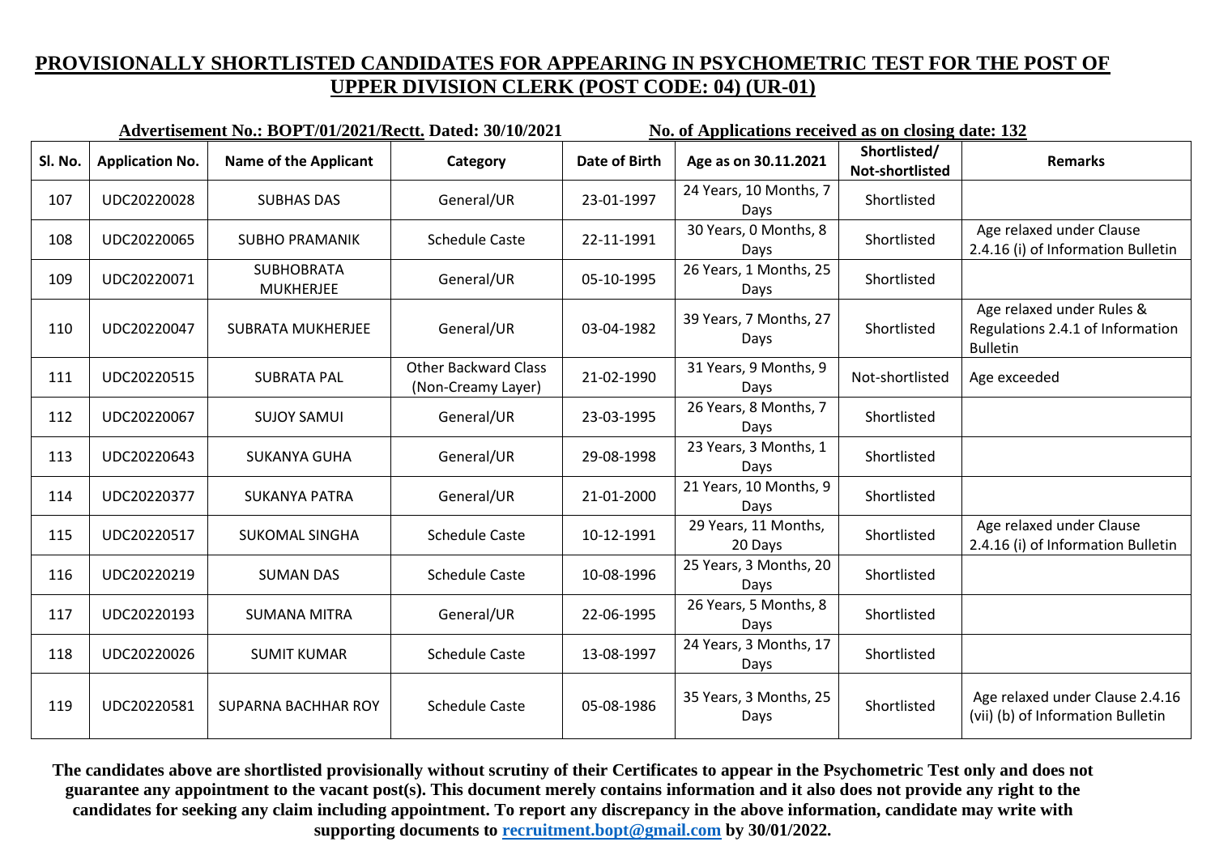## PROVISIONALLY SHORTLISTED CANDIDATES FOR APPEARING IN PSYCHOMETRIC TEST FOR THE POST OF UPPER DIVISION CLERK (POST CODE: 04) (UR-01)

**Advertisement No.: BOPT/01/2021/Rectt. Dated: 30/10/2021** **No. of Applications received as on closing date: 132**

| Sl. No. | Application No. | Name of the Applicant | Category | Date of Birth | Age as on 30.11.2021 | Shortlisted/ Not-shortlisted | Remarks |
|---|---|---|---|---|---|---|---|
| 107 | UDC20220028 | SUBHAS DAS | General/UR | 23-01-1997 | 24 Years, 10 Months, 7 Days | Shortlisted | |
| 108 | UDC20220065 | SUBHO PRAMANIK | Schedule Caste | 22-11-1991 | 30 Years, 0 Months, 8 Days | Shortlisted | Age relaxed under Clause 2.4.16 (i) of Information Bulletin |
| 109 | UDC20220071 | SUBHOBRATA MUKHERJEE | General/UR | 05-10-1995 | 26 Years, 1 Months, 25 Days | Shortlisted | |
| 110 | UDC20220047 | SUBRATA MUKHERJEE | General/UR | 03-04-1982 | 39 Years, 7 Months, 27 Days | Shortlisted | Age relaxed under Rules & Regulations 2.4.1 of Information Bulletin |
| 111 | UDC20220515 | SUBRATA PAL | Other Backward Class (Non-Creamy Layer) | 21-02-1990 | 31 Years, 9 Months, 9 Days | Not-shortlisted | Age exceeded |
| 112 | UDC20220067 | SUJOY SAMUI | General/UR | 23-03-1995 | 26 Years, 8 Months, 7 Days | Shortlisted | |
| 113 | UDC20220643 | SUKANYA GUHA | General/UR | 29-08-1998 | 23 Years, 3 Months, 1 Days | Shortlisted | |
| 114 | UDC20220377 | SUKANYA PATRA | General/UR | 21-01-2000 | 21 Years, 10 Months, 9 Days | Shortlisted | |
| 115 | UDC20220517 | SUKOMAL SINGHA | Schedule Caste | 10-12-1991 | 29 Years, 11 Months, 20 Days | Shortlisted | Age relaxed under Clause 2.4.16 (i) of Information Bulletin |
| 116 | UDC20220219 | SUMAN DAS | Schedule Caste | 10-08-1996 | 25 Years, 3 Months, 20 Days | Shortlisted | |
| 117 | UDC20220193 | SUMANA MITRA | General/UR | 22-06-1995 | 26 Years, 5 Months, 8 Days | Shortlisted | |
| 118 | UDC20220026 | SUMIT KUMAR | Schedule Caste | 13-08-1997 | 24 Years, 3 Months, 17 Days | Shortlisted | |
| 119 | UDC20220581 | SUPARNA BACHHAR ROY | Schedule Caste | 05-08-1986 | 35 Years, 3 Months, 25 Days | Shortlisted | Age relaxed under Clause 2.4.16 (vii) (b) of Information Bulletin |

**The candidates above are shortlisted provisionally without scrutiny of their Certificates to appear in the Psychometric Test only and does not guarantee any appointment to the vacant post(s). This document merely contains information and it also does not provide any right to the candidates for seeking any claim including appointment. To report any discrepancy in the above information, candidate may write with supporting documents to recruitment.bopt@gmail.com by 30/01/2022.**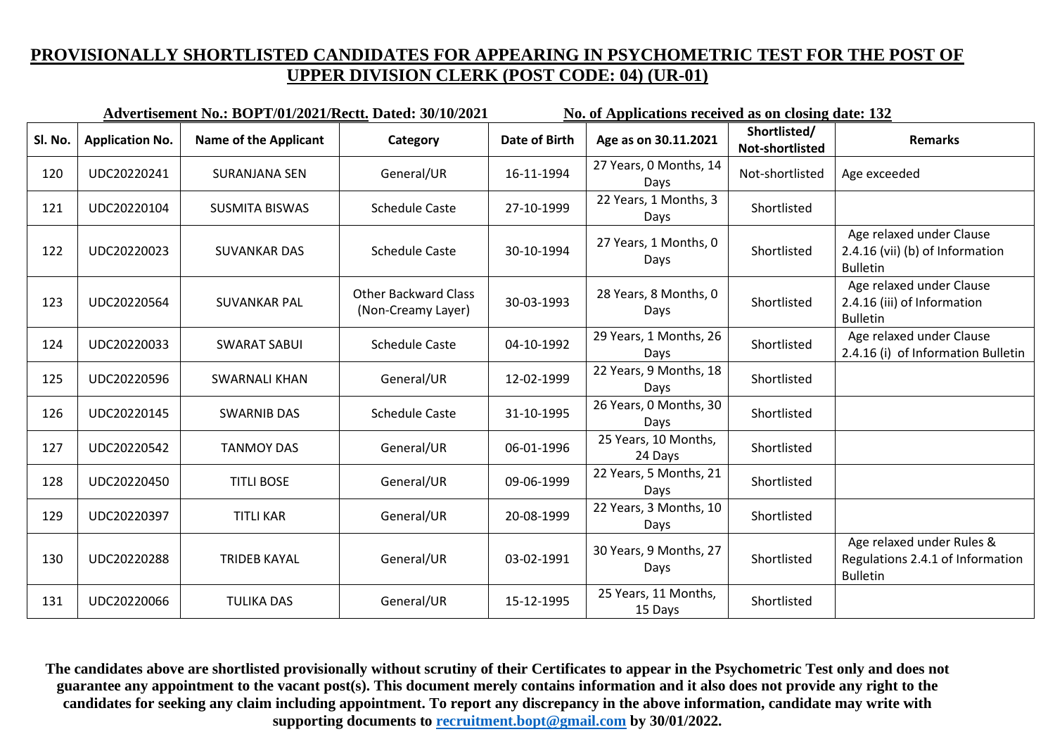## PROVISIONALLY SHORTLISTED CANDIDATES FOR APPEARING IN PSYCHOMETRIC TEST FOR THE POST OF UPPER DIVISION CLERK (POST CODE: 04) (UR-01)

**Advertisement No.: BOPT/01/2021/Rectt. Dated: 30/10/2021** **No. of Applications received as on closing date: 132**

| Sl. No. | Application No. | Name of the Applicant | Category | Date of Birth | Age as on 30.11.2021 | Shortlisted/ Not-shortlisted | Remarks |
|---|---|---|---|---|---|---|---|
| 120 | UDC20220241 | SURANJANA SEN | General/UR | 16-11-1994 | 27 Years, 0 Months, 14 Days | Not-shortlisted | Age exceeded |
| 121 | UDC20220104 | SUSMITA BISWAS | Schedule Caste | 27-10-1999 | 22 Years, 1 Months, 3 Days | Shortlisted | |
| 122 | UDC20220023 | SUVANKAR DAS | Schedule Caste | 30-10-1994 | 27 Years, 1 Months, 0 Days | Shortlisted | Age relaxed under Clause 2.4.16 (vii) (b) of Information Bulletin |
| 123 | UDC20220564 | SUVANKAR PAL | Other Backward Class (Non-Creamy Layer) | 30-03-1993 | 28 Years, 8 Months, 0 Days | Shortlisted | Age relaxed under Clause 2.4.16 (iii) of Information Bulletin |
| 124 | UDC20220033 | SWARAT SABUI | Schedule Caste | 04-10-1992 | 29 Years, 1 Months, 26 Days | Shortlisted | Age relaxed under Clause 2.4.16 (i) of Information Bulletin |
| 125 | UDC20220596 | SWARNALI KHAN | General/UR | 12-02-1999 | 22 Years, 9 Months, 18 Days | Shortlisted | |
| 126 | UDC20220145 | SWARNIB DAS | Schedule Caste | 31-10-1995 | 26 Years, 0 Months, 30 Days | Shortlisted | |
| 127 | UDC20220542 | TANMOY DAS | General/UR | 06-01-1996 | 25 Years, 10 Months, 24 Days | Shortlisted | |
| 128 | UDC20220450 | TITLI BOSE | General/UR | 09-06-1999 | 22 Years, 5 Months, 21 Days | Shortlisted | |
| 129 | UDC20220397 | TITLI KAR | General/UR | 20-08-1999 | 22 Years, 3 Months, 10 Days | Shortlisted | |
| 130 | UDC20220288 | TRIDEB KAYAL | General/UR | 03-02-1991 | 30 Years, 9 Months, 27 Days | Shortlisted | Age relaxed under Rules & Regulations 2.4.1 of Information Bulletin |
| 131 | UDC20220066 | TULIKA DAS | General/UR | 15-12-1995 | 25 Years, 11 Months, 15 Days | Shortlisted | |

**The candidates above are shortlisted provisionally without scrutiny of their Certificates to appear in the Psychometric Test only and does not guarantee any appointment to the vacant post(s). This document merely contains information and it also does not provide any right to the candidates for seeking any claim including appointment. To report any discrepancy in the above information, candidate may write with supporting documents to recruitment.bopt@gmail.com by 30/01/2022.**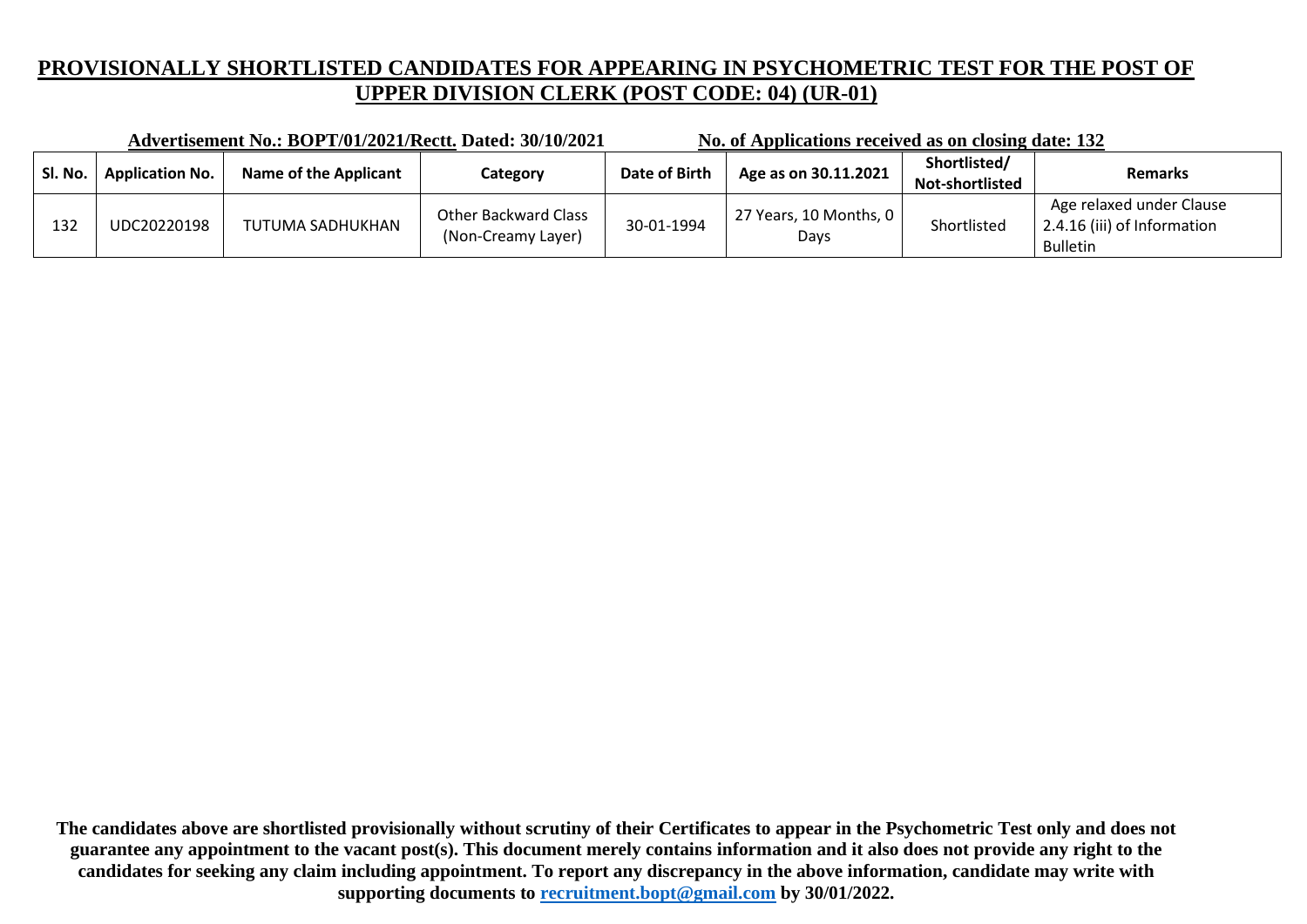**PROVISIONALLY SHORTLISTED CANDIDATES FOR APPEARING IN PSYCHOMETRIC TEST FOR THE POST OF UPPER DIVISION CLERK (POST CODE: 04) (UR-01)**

**Advertisement No.: BOPT/01/2021/Rectt. Dated: 30/10/2021** **No. of Applications received as on closing date: 132**

| Sl. No. | Application No. | Name of the Applicant | Category | Date of Birth | Age as on 30.11.2021 | Shortlisted/ Not-shortlisted | Remarks |
|---|---|---|---|---|---|---|---|
| 132 | UDC20220198 | TUTUMA SADHUKHAN | Other Backward Class (Non-Creamy Layer) | 30-01-1994 | 27 Years, 10 Months, 0 Days | Shortlisted | Age relaxed under Clause 2.4.16 (iii) of Information Bulletin |

**The candidates above are shortlisted provisionally without scrutiny of their Certificates to appear in the Psychometric Test only and does not guarantee any appointment to the vacant post(s). This document merely contains information and it also does not provide any right to the candidates for seeking any claim including appointment. To report any discrepancy in the above information, candidate may write with supporting documents to recruitment.bopt@gmail.com by 30/01/2022.**